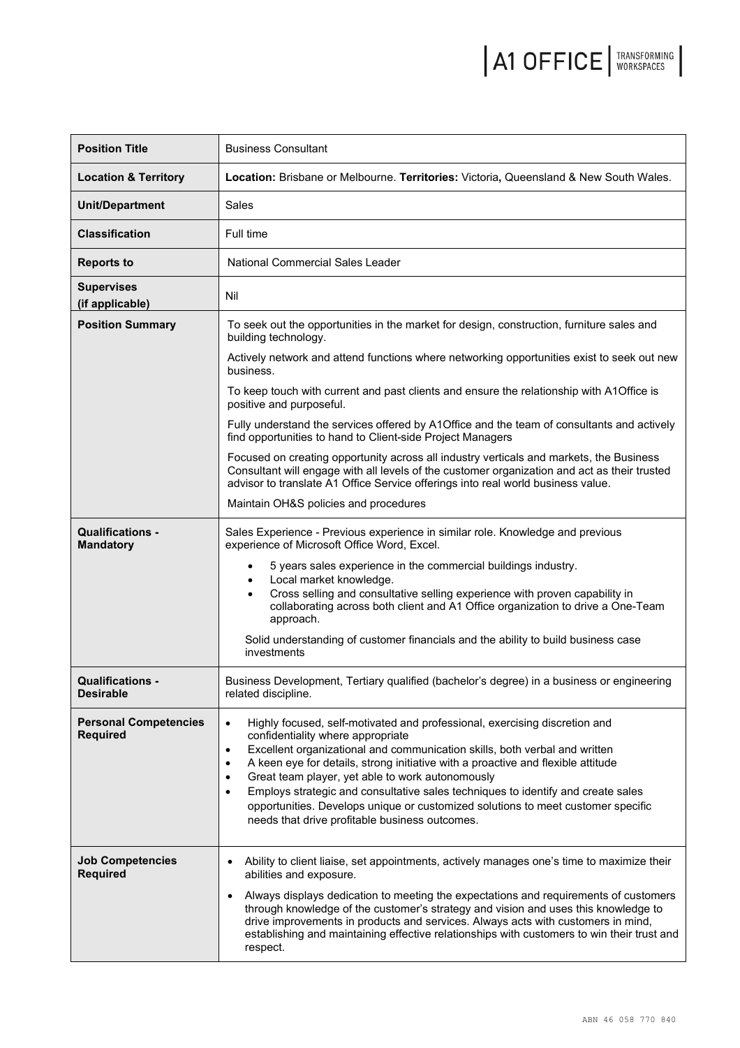A1 OFFICE | TRANSFORMING WORKSPACES

| | |
|---|---|
| **Position Title** | Business Consultant |
| **Location & Territory** | **Location:** Brisbane or Melbourne. **Territories:** Victoria**,** Queensland & New South Wales. |
| **Unit/Department** | Sales |
| **Classification** | Full time |
| **Reports to** | National Commercial Sales Leader |
| **Supervises (if applicable)** | Nil |
| **Position Summary** | To seek out the opportunities in the market for design, construction, furniture sales and building technology.<br><br>Actively network and attend functions where networking opportunities exist to seek out new business.<br><br>To keep touch with current and past clients and ensure the relationship with A1Office is positive and purposeful.<br><br>Fully understand the services offered by A1Office and the team of consultants and actively find opportunities to hand to Client-side Project Managers<br><br>Focused on creating opportunity across all industry verticals and markets, the Business Consultant will engage with all levels of the customer organization and act as their trusted advisor to translate A1 Office Service offerings into real world business value.<br><br>Maintain OH&S policies and procedures |
| **Qualifications - Mandatory** | Sales Experience - Previous experience in similar role. Knowledge and previous experience of Microsoft Office Word, Excel.<br>• 5 years sales experience in the commercial buildings industry.<br>• Local market knowledge.<br>• Cross selling and consultative selling experience with proven capability in collaborating across both client and A1 Office organization to drive a One-Team approach.<br><br>Solid understanding of customer financials and the ability to build business case investments |
| **Qualifications - Desirable** | Business Development, Tertiary qualified (bachelor's degree) in a business or engineering related discipline. |
| **Personal Competencies Required** | • Highly focused, self-motivated and professional, exercising discretion and confidentiality where appropriate<br>• Excellent organizational and communication skills, both verbal and written<br>• A keen eye for details, strong initiative with a proactive and flexible attitude<br>• Great team player, yet able to work autonomously<br>• Employs strategic and consultative sales techniques to identify and create sales opportunities. Develops unique or customized solutions to meet customer specific needs that drive profitable business outcomes. |
| **Job Competencies Required** | • Ability to client liaise, set appointments, actively manages one's time to maximize their abilities and exposure.<br>• Always displays dedication to meeting the expectations and requirements of customers through knowledge of the customer's strategy and vision and uses this knowledge to drive improvements in products and services. Always acts with customers in mind, establishing and maintaining effective relationships with customers to win their trust and respect. |

ABN 46 058 770 840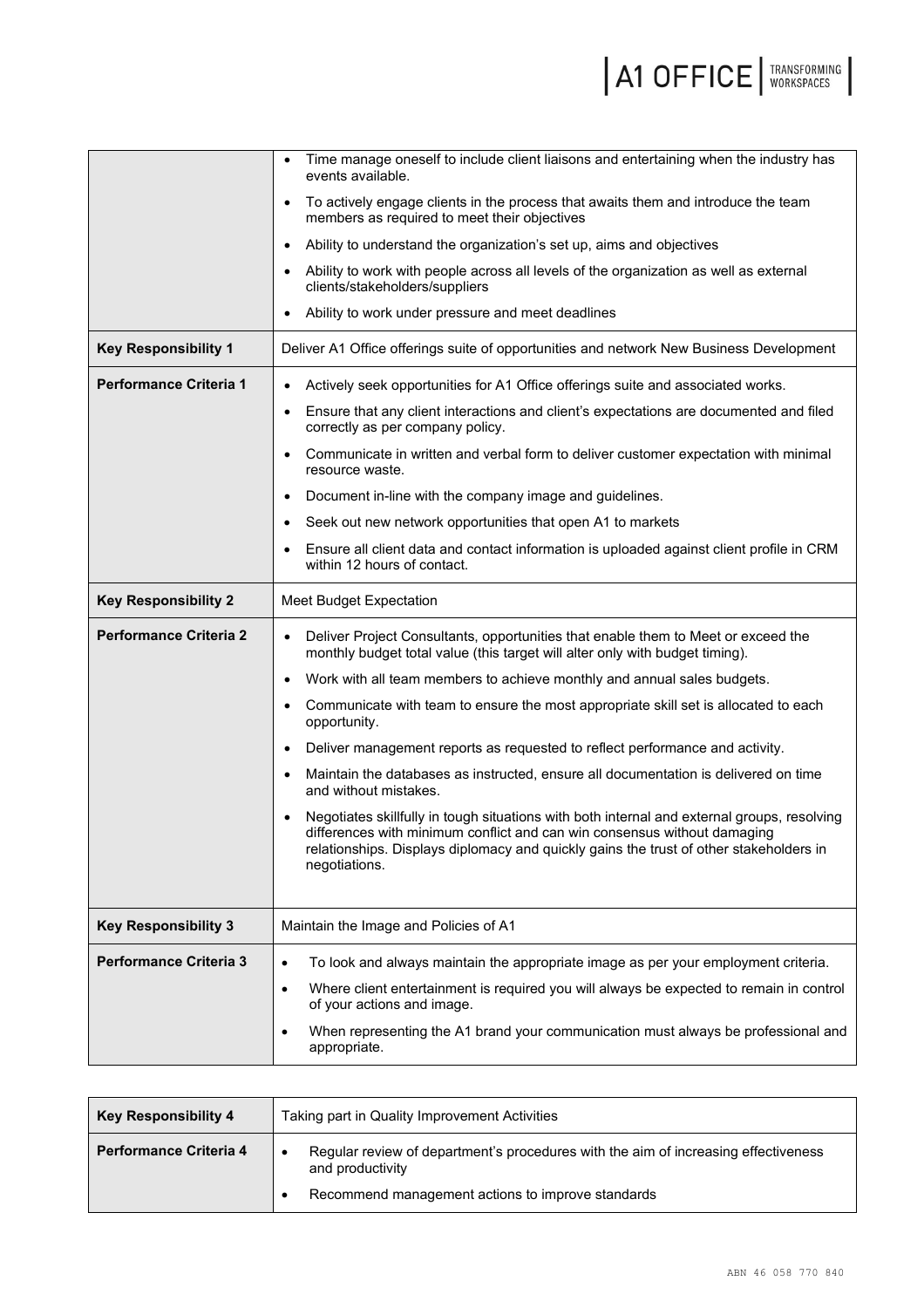| | |
|---|---|
| | • Time manage oneself to include client liaisons and entertaining when the industry has events available.<br>• To actively engage clients in the process that awaits them and introduce the team members as required to meet their objectives<br>• Ability to understand the organization's set up, aims and objectives<br>• Ability to work with people across all levels of the organization as well as external clients/stakeholders/suppliers<br>• Ability to work under pressure and meet deadlines |
| **Key Responsibility 1** | Deliver A1 Office offerings suite of opportunities and network New Business Development |
| **Performance Criteria 1** | • Actively seek opportunities for A1 Office offerings suite and associated works.<br>• Ensure that any client interactions and client's expectations are documented and filed correctly as per company policy.<br>• Communicate in written and verbal form to deliver customer expectation with minimal resource waste.<br>• Document in-line with the company image and guidelines.<br>• Seek out new network opportunities that open A1 to markets<br>• Ensure all client data and contact information is uploaded against client profile in CRM within 12 hours of contact. |
| **Key Responsibility 2** | Meet Budget Expectation |
| **Performance Criteria 2** | • Deliver Project Consultants, opportunities that enable them to Meet or exceed the monthly budget total value (this target will alter only with budget timing).<br>• Work with all team members to achieve monthly and annual sales budgets.<br>• Communicate with team to ensure the most appropriate skill set is allocated to each opportunity.<br>• Deliver management reports as requested to reflect performance and activity.<br>• Maintain the databases as instructed, ensure all documentation is delivered on time and without mistakes.<br>• Negotiates skillfully in tough situations with both internal and external groups, resolving differences with minimum conflict and can win consensus without damaging relationships. Displays diplomacy and quickly gains the trust of other stakeholders in negotiations. |
| **Key Responsibility 3** | Maintain the Image and Policies of A1 |
| **Performance Criteria 3** | • To look and always maintain the appropriate image as per your employment criteria.<br>• Where client entertainment is required you will always be expected to remain in control of your actions and image.<br>• When representing the A1 brand your communication must always be professional and appropriate. |

| | |
|---|---|
| **Key Responsibility 4** | Taking part in Quality Improvement Activities |
| **Performance Criteria 4** | • Regular review of department's procedures with the aim of increasing effectiveness and productivity<br>• Recommend management actions to improve standards |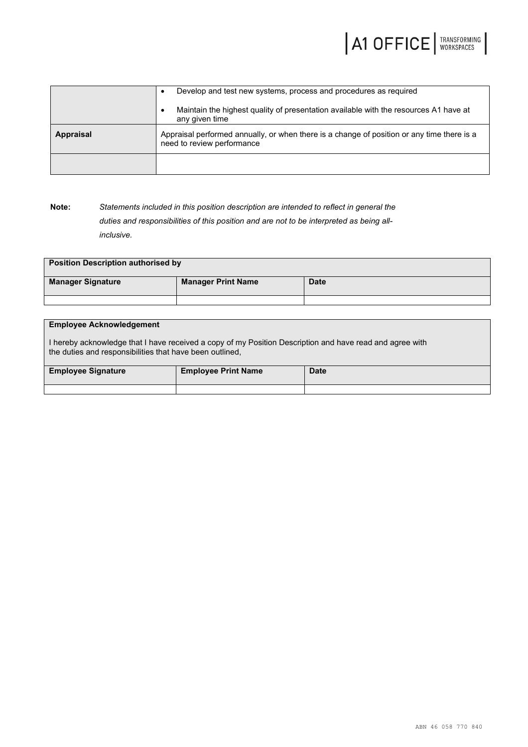| | |
|---|---|
| | • Develop and test new systems, process and procedures as required<br>• Maintain the highest quality of presentation available with the resources A1 have at any given time |
| **Appraisal** | Appraisal performed annually, or when there is a change of position or any time there is a need to review performance |
| | |

**Note:** *Statements included in this position description are intended to reflect in general the duties and responsibilities of this position and are not to be interpreted as being all-inclusive.*

| **Position Description authorised by** | | |
|---|---|---|
| **Manager Signature** | **Manager Print Name** | **Date** |
| | | |

| **Employee Acknowledgement**<br><br>I hereby acknowledge that I have received a copy of my Position Description and have read and agree with the duties and responsibilities that have been outlined, | | |
|---|---|---|
| **Employee Signature** | **Employee Print Name** | **Date** |
| | | |

ABN 46 058 770 840